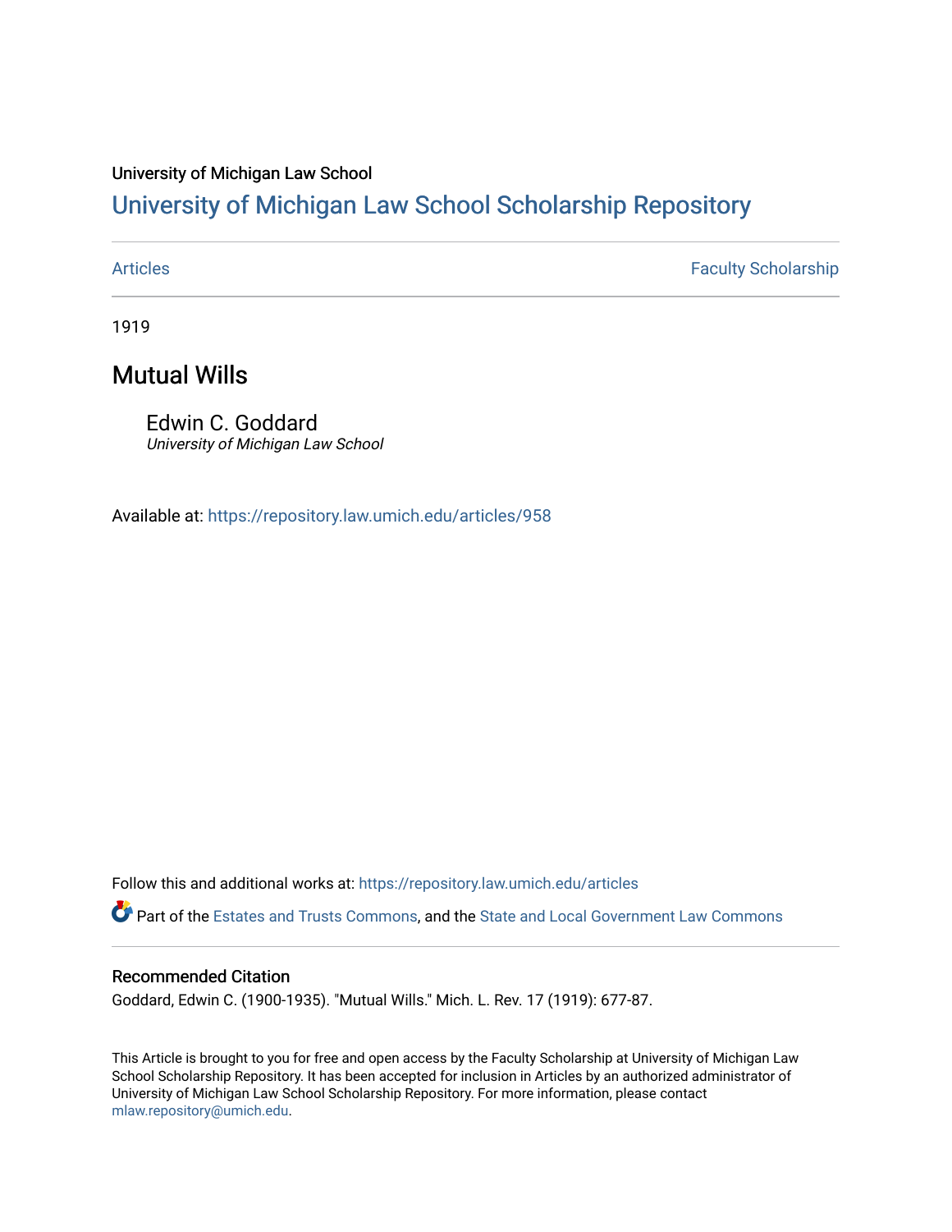University of Michigan Law School

## University of Michigan Law School Scholarship Repository

Articles | Faculty Scholarship

1919

# Mutual Wills

Edwin C. Goddard
*University of Michigan Law School*

Available at: https://repository.law.umich.edu/articles/958

Follow this and additional works at: https://repository.law.umich.edu/articles

Part of the Estates and Trusts Commons, and the State and Local Government Law Commons

### Recommended Citation

Goddard, Edwin C. (1900-1935). "Mutual Wills." Mich. L. Rev. 17 (1919): 677-87.

This Article is brought to you for free and open access by the Faculty Scholarship at University of Michigan Law School Scholarship Repository. It has been accepted for inclusion in Articles by an authorized administrator of University of Michigan Law School Scholarship Repository. For more information, please contact mlaw.repository@umich.edu.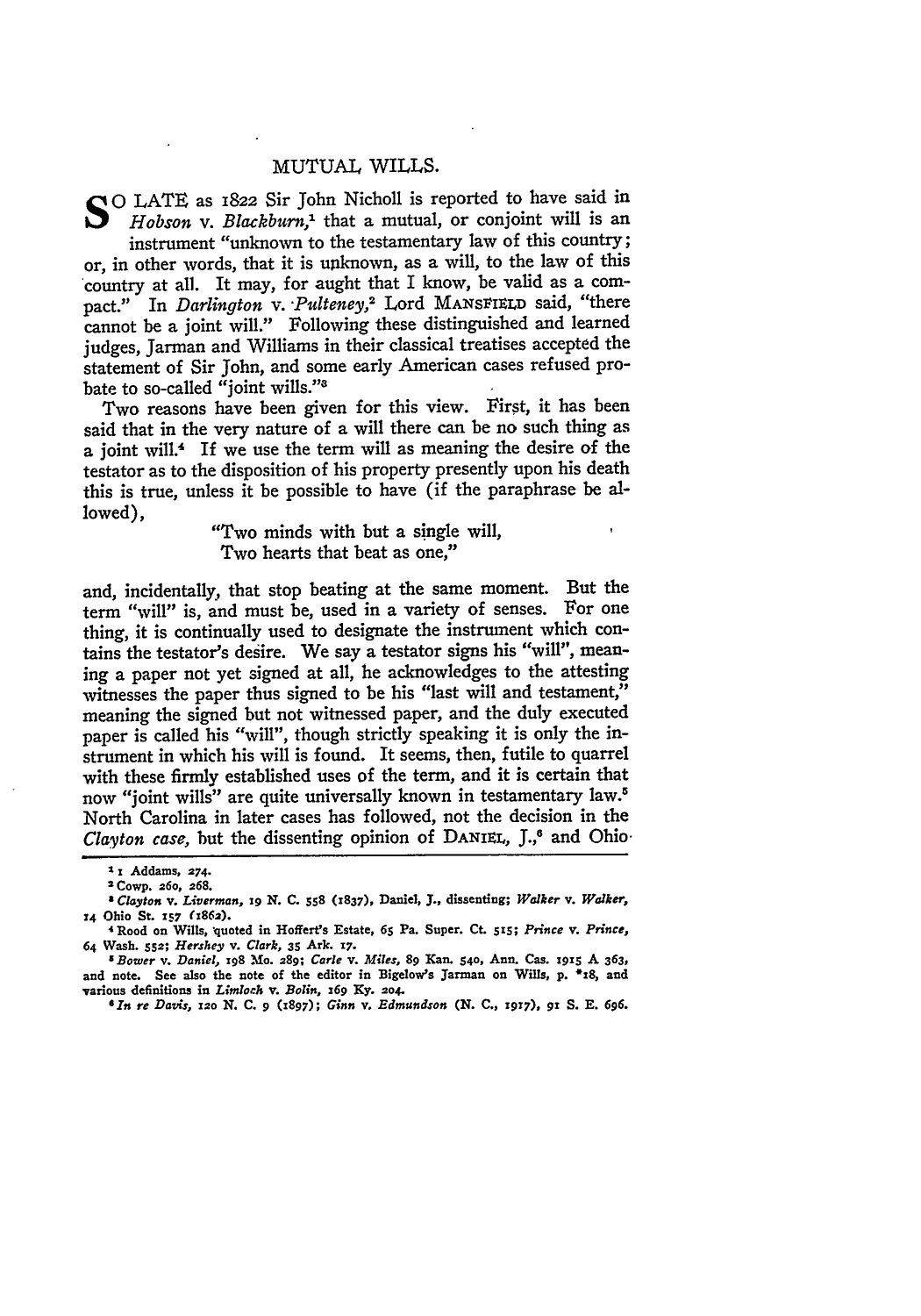# MUTUAL WILLS.

So late as 1822 Sir John Nicholl is reported to have said in *Hobson* v. *Blackburn*,[1] that a mutual, or conjoint will is an instrument "unknown to the testamentary law of this country; or, in other words, that it is unknown, as a will, to the law of this country at all. It may, for aught that I know, be valid as a compact." In *Darlington* v. *Pulteney*,[2] Lord MANSFIELD said, "there cannot be a joint will." Following these distinguished and learned judges, Jarman and Williams in their classical treatises accepted the statement of Sir John, and some early American cases refused probate to so-called "joint wills."[3]

Two reasons have been given for this view. First, it has been said that in the very nature of a will there can be no such thing as a joint will.[4] If we use the term will as meaning the desire of the testator as to the disposition of his property presently upon his death this is true, unless it be possible to have (if the paraphrase be allowed),

> "Two minds with but a single will,
> Two hearts that beat as one,"

and, incidentally, that stop beating at the same moment. But the term "will" is, and must be, used in a variety of senses. For one thing, it is continually used to designate the instrument which contains the testator's desire. We say a testator signs his "will", meaning a paper not yet signed at all, he acknowledges to the attesting witnesses the paper thus signed to be his "last will and testament," meaning the signed but not witnessed paper, and the duly executed paper is called his "will", though strictly speaking it is only the instrument in which his will is found. It seems, then, futile to quarrel with these firmly established uses of the term, and it is certain that now "joint wills" are quite universally known in testamentary law.[5] North Carolina in later cases has followed, not the decision in the *Clayton case*, but the dissenting opinion of DANIEL, J.,[6] and Ohio

---

[1] 1 Addams, 274.

[2] Cowp. 260, 268.

[3] *Clayton* v. *Liverman*, 19 N. C. 558 (1837), Daniel, J., dissenting; *Walker* v. *Walker*, 14 Ohio St. 157 (1862).

[4] Rood on Wills, quoted in Hoffert's Estate, 65 Pa. Super. Ct. 515; *Prince* v. *Prince*, 64 Wash. 552; *Hershey* v. *Clark*, 35 Ark. 17.

[5] *Bower* v. *Daniel*, 198 Mo. 289; *Carle* v. *Miles*, 89 Kan. 540, Ann. Cas. 1915 A 363, and note. See also the note of the editor in Bigelow's Jarman on Wills, p. *18, and various definitions in *Limlock* v. *Bolin*, 169 Ky. 204.

[6] *In re Davis*, 120 N. C. 9 (1897); *Ginn* v. *Edmundson* (N. C., 1917), 91 S. E. 696.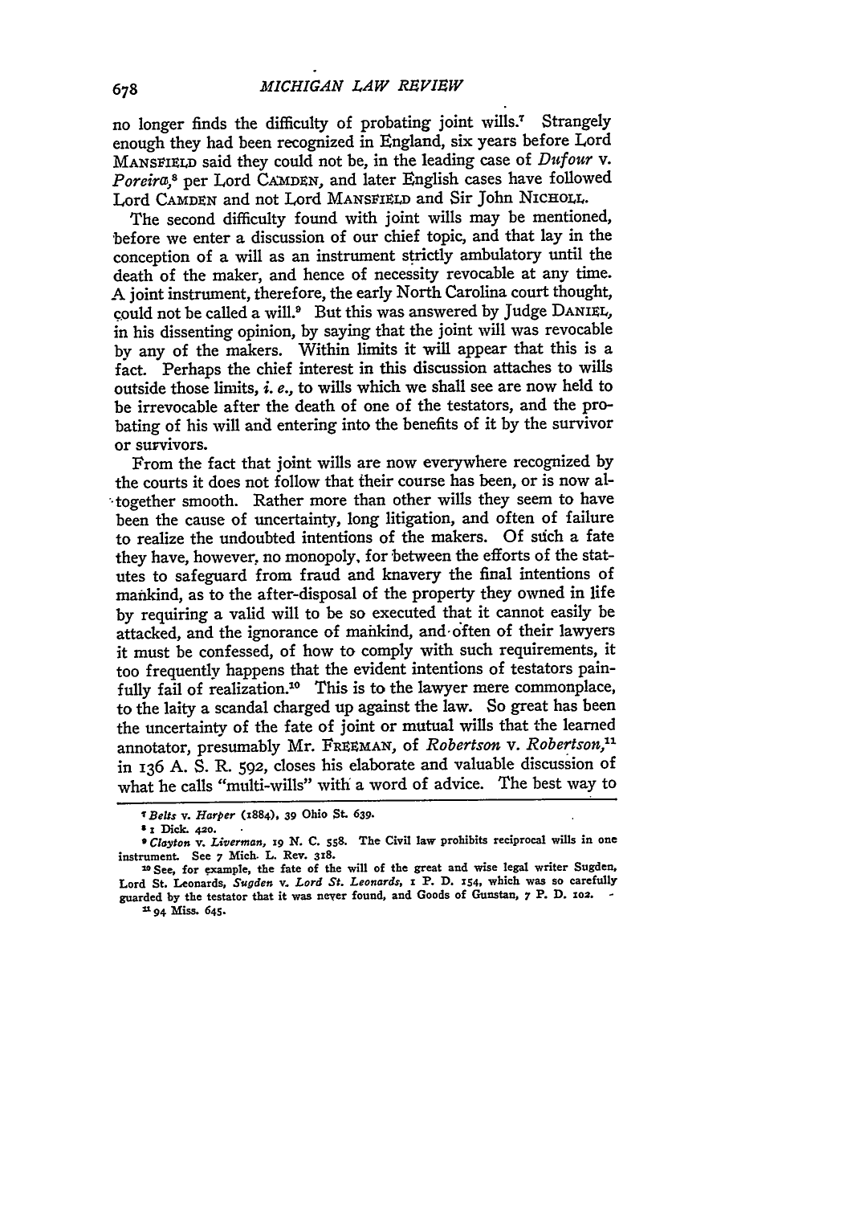no longer finds the difficulty of probating joint wills.[7] Strangely enough they had been recognized in England, six years before Lord MANSFIELD said they could not be, in the leading case of *Dufour* v. *Poreira*,[8] per Lord CAMDEN, and later English cases have followed Lord CAMDEN and not Lord MANSFIELD and Sir John NICHOLL.

The second difficulty found with joint wills may be mentioned, before we enter a discussion of our chief topic, and that lay in the conception of a will as an instrument strictly ambulatory until the death of the maker, and hence of necessity revocable at any time. A joint instrument, therefore, the early North Carolina court thought, could not be called a will.[9] But this was answered by Judge DANIEL, in his dissenting opinion, by saying that the joint will was revocable by any of the makers. Within limits it will appear that this is a fact. Perhaps the chief interest in this discussion attaches to wills outside those limits, *i. e.*, to wills which we shall see are now held to be irrevocable after the death of one of the testators, and the probating of his will and entering into the benefits of it by the survivor or survivors.

From the fact that joint wills are now everywhere recognized by the courts it does not follow that their course has been, or is now altogether smooth. Rather more than other wills they seem to have been the cause of uncertainty, long litigation, and often of failure to realize the undoubted intentions of the makers. Of such a fate they have, however, no monopoly, for between the efforts of the statutes to safeguard from fraud and knavery the final intentions of mankind, as to the after-disposal of the property they owned in life by requiring a valid will to be so executed that it cannot easily be attacked, and the ignorance of mankind, and often of their lawyers it must be confessed, of how to comply with such requirements, it too frequently happens that the evident intentions of testators painfully fail of realization.[10] This is to the lawyer mere commonplace, to the laity a scandal charged up against the law. So great has been the uncertainty of the fate of joint or mutual wills that the learned annotator, presumably Mr. FREEMAN, of *Robertson* v. *Robertson*,[11] in 136 A. S. R. 592, closes his elaborate and valuable discussion of what he calls "multi-wills" with a word of advice. The best way to

---

[7] *Betts* v. *Harper* (1884), 39 Ohio St. 639.

[8] 1 Dick. 420.

[9] *Clayton* v. *Liverman*, 19 N. C. 558. The Civil law prohibits reciprocal wills in one instrument. See 7 Mich. L. Rev. 318.

[10] See, for example, the fate of the will of the great and wise legal writer Sugden, Lord St. Leonards, *Sugden* v. *Lord St. Leonards*, 1 P. D. 154, which was so carefully guarded by the testator that it was never found, and Goods of Gunstan, 7 P. D. 102.

[11] 94 Miss. 645.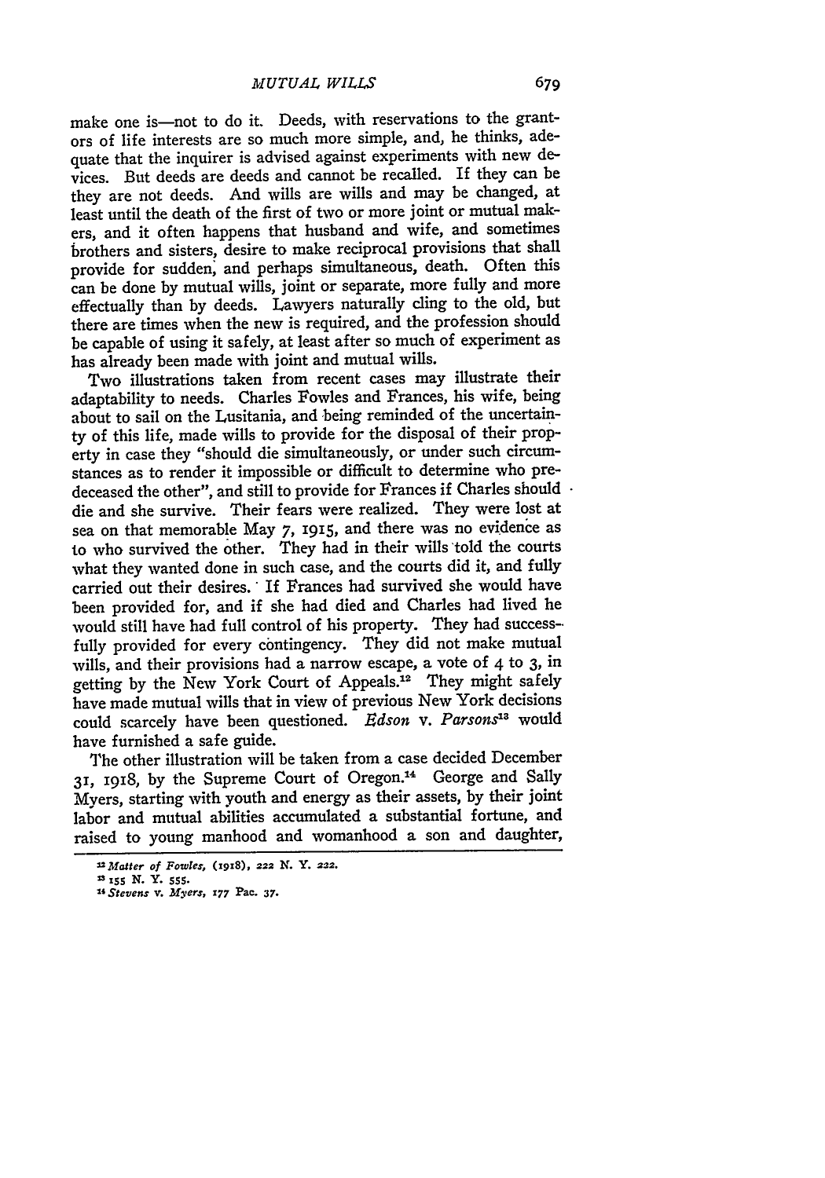make one is—not to do it. Deeds, with reservations to the grantors of life interests are so much more simple, and, he thinks, adequate that the inquirer is advised against experiments with new devices. But deeds are deeds and cannot be recalled. If they can be they are not deeds. And wills are wills and may be changed, at least until the death of the first of two or more joint or mutual makers, and it often happens that husband and wife, and sometimes brothers and sisters, desire to make reciprocal provisions that shall provide for sudden, and perhaps simultaneous, death. Often this can be done by mutual wills, joint or separate, more fully and more effectually than by deeds. Lawyers naturally cling to the old, but there are times when the new is required, and the profession should be capable of using it safely, at least after so much of experiment as has already been made with joint and mutual wills.

Two illustrations taken from recent cases may illustrate their adaptability to needs. Charles Fowles and Frances, his wife, being about to sail on the Lusitania, and being reminded of the uncertainty of this life, made wills to provide for the disposal of their property in case they "should die simultaneously, or under such circumstances as to render it impossible or difficult to determine who predeceased the other", and still to provide for Frances if Charles should die and she survive. Their fears were realized. They were lost at sea on that memorable May 7, 1915, and there was no evidence as to who survived the other. They had in their wills told the courts what they wanted done in such case, and the courts did it, and fully carried out their desires. If Frances had survived she would have been provided for, and if she had died and Charles had lived he would still have had full control of his property. They had successfully provided for every contingency. They did not make mutual wills, and their provisions had a narrow escape, a vote of 4 to 3, in getting by the New York Court of Appeals.[12] They might safely have made mutual wills that in view of previous New York decisions could scarcely have been questioned. *Edson* v. *Parsons*[13] would have furnished a safe guide.

The other illustration will be taken from a case decided December 31, 1918, by the Supreme Court of Oregon.[14] George and Sally Myers, starting with youth and energy as their assets, by their joint labor and mutual abilities accumulated a substantial fortune, and raised to young manhood and womanhood a son and daughter,

[12] *Matter of Fowles*, (1918), 222 N. Y. 222.

[13] 155 N. Y. 555.

[14] *Stevens* v. *Myers*, 177 Pac. 37.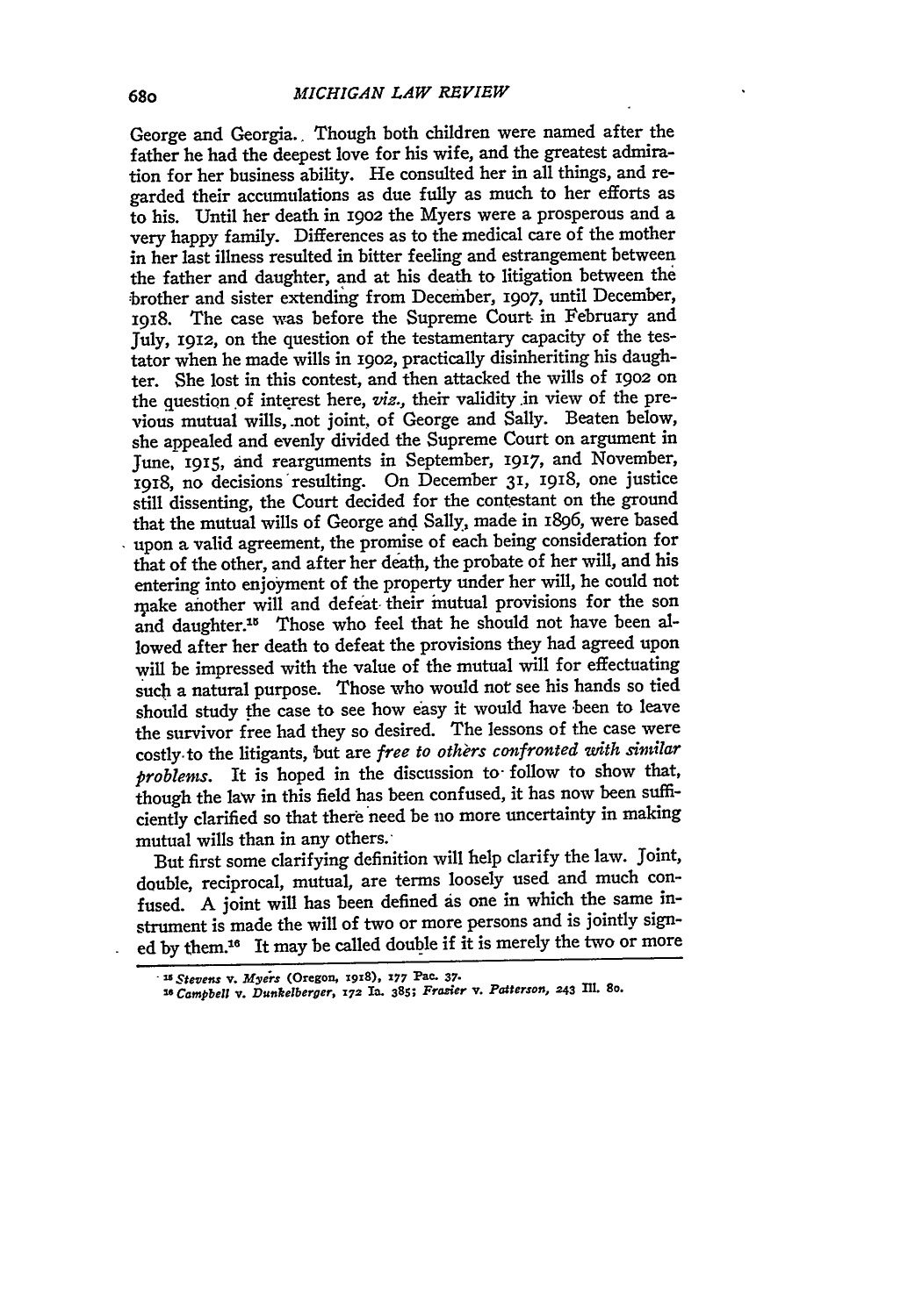George and Georgia. Though both children were named after the father he had the deepest love for his wife, and the greatest admiration for her business ability. He consulted her in all things, and regarded their accumulations as due fully as much to her efforts as to his. Until her death in 1902 the Myers were a prosperous and a very happy family. Differences as to the medical care of the mother in her last illness resulted in bitter feeling and estrangement between the father and daughter, and at his death to litigation between the brother and sister extending from December, 1907, until December, 1918. The case was before the Supreme Court in February and July, 1912, on the question of the testamentary capacity of the testator when he made wills in 1902, practically disinheriting his daughter. She lost in this contest, and then attacked the wills of 1902 on the question of interest here, *viz.*, their validity in view of the previous mutual wills, not joint, of George and Sally. Beaten below, she appealed and evenly divided the Supreme Court on argument in June, 1915, and rearguments in September, 1917, and November, 1918, no decisions resulting. On December 31, 1918, one justice still dissenting, the Court decided for the contestant on the ground that the mutual wills of George and Sally, made in 1896, were based upon a valid agreement, the promise of each being consideration for that of the other, and after her death, the probate of her will, and his entering into enjoyment of the property under her will, he could not make another will and defeat their mutual provisions for the son and daughter.[15] Those who feel that he should not have been allowed after her death to defeat the provisions they had agreed upon will be impressed with the value of the mutual will for effectuating such a natural purpose. Those who would not see his hands so tied should study the case to see how easy it would have been to leave the survivor free had they so desired. The lessons of the case were costly to the litigants, but are *free to others confronted with similar problems*. It is hoped in the discussion to follow to show that, though the law in this field has been confused, it has now been sufficiently clarified so that there need be no more uncertainty in making mutual wills than in any others.

But first some clarifying definition will help clarify the law. Joint, double, reciprocal, mutual, are terms loosely used and much confused. A joint will has been defined as one in which the same instrument is made the will of two or more persons and is jointly signed by them.[16] It may be called double if it is merely the two or more

[15] *Stevens* v. *Myers* (Oregon, 1918), 177 Pac. 37.

[16] *Campbell* v. *Dunkelberger*, 172 Ia. 385; *Frazier* v. *Patterson*, 243 Ill. 80.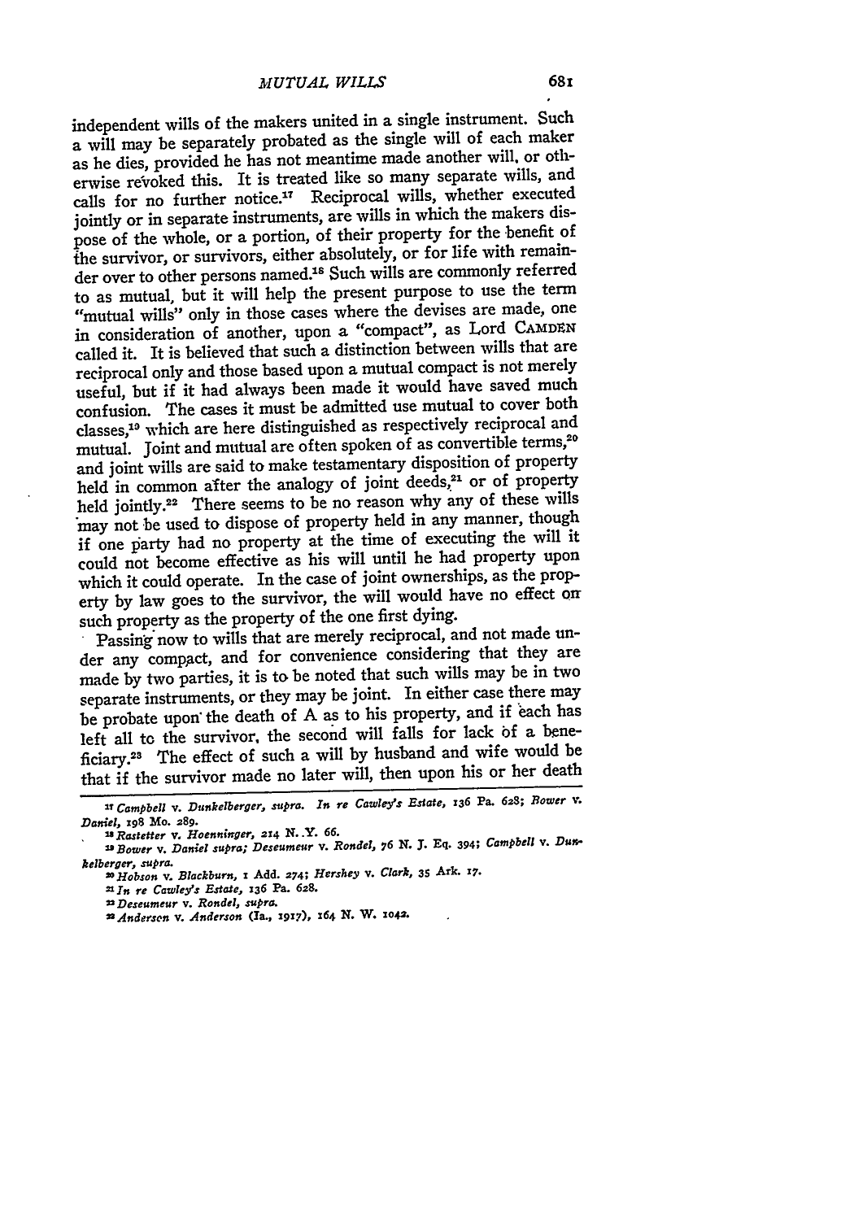independent wills of the makers united in a single instrument. Such a will may be separately probated as the single will of each maker as he dies, provided he has not meantime made another will, or otherwise revoked this. It is treated like so many separate wills, and calls for no further notice.[17] Reciprocal wills, whether executed jointly or in separate instruments, are wills in which the makers dispose of the whole, or a portion, of their property for the benefit of the survivor, or survivors, either absolutely, or for life with remainder over to other persons named.[18] Such wills are commonly referred to as mutual, but it will help the present purpose to use the term "mutual wills" only in those cases where the devises are made, one in consideration of another, upon a "compact", as Lord CAMDEN called it. It is believed that such a distinction between wills that are reciprocal only and those based upon a mutual compact is not merely useful, but if it had always been made it would have saved much confusion. The cases it must be admitted use mutual to cover both classes,[19] which are here distinguished as respectively reciprocal and mutual. Joint and mutual are often spoken of as convertible terms,[20] and joint wills are said to make testamentary disposition of property held in common after the analogy of joint deeds,[21] or of property held jointly.[22] There seems to be no reason why any of these wills may not be used to dispose of property held in any manner, though if one party had no property at the time of executing the will it could not become effective as his will until he had property upon which it could operate. In the case of joint ownerships, as the property by law goes to the survivor, the will would have no effect on such property as the property of the one first dying.

Passing now to wills that are merely reciprocal, and not made under any compact, and for convenience considering that they are made by two parties, it is to be noted that such wills may be in two separate instruments, or they may be joint. In either case there may be probate upon the death of A as to his property, and if each has left all to the survivor, the second will falls for lack of a beneficiary.[23] The effect of such a will by husband and wife would be that if the survivor made no later will, then upon his or her death

---

[17] *Campbell* v. *Dunkelberger, supra. In re Cawley's Estate*, 136 Pa. 628; *Bower* v. *Daniel*, 198 Mo. 289.

[18] *Rastetter* v. *Hoenninger*, 214 N. Y. 66.

[19] *Bower* v. *Daniel supra; Deseumeur* v. *Rondel*, 76 N. J. Eq. 394; *Campbell* v. *Dunkelberger, supra.*

[20] *Hobson* v. *Blackburn*, 1 Add. 274; *Hershey* v. *Clark*, 35 Ark. 17.

[21] *In re Cawley's Estate*, 136 Pa. 628.

[22] *Deseumeur* v. *Rondel, supra.*

[23] *Anderson* v. *Anderson* (Ia., 1917), 164 N. W. 1042.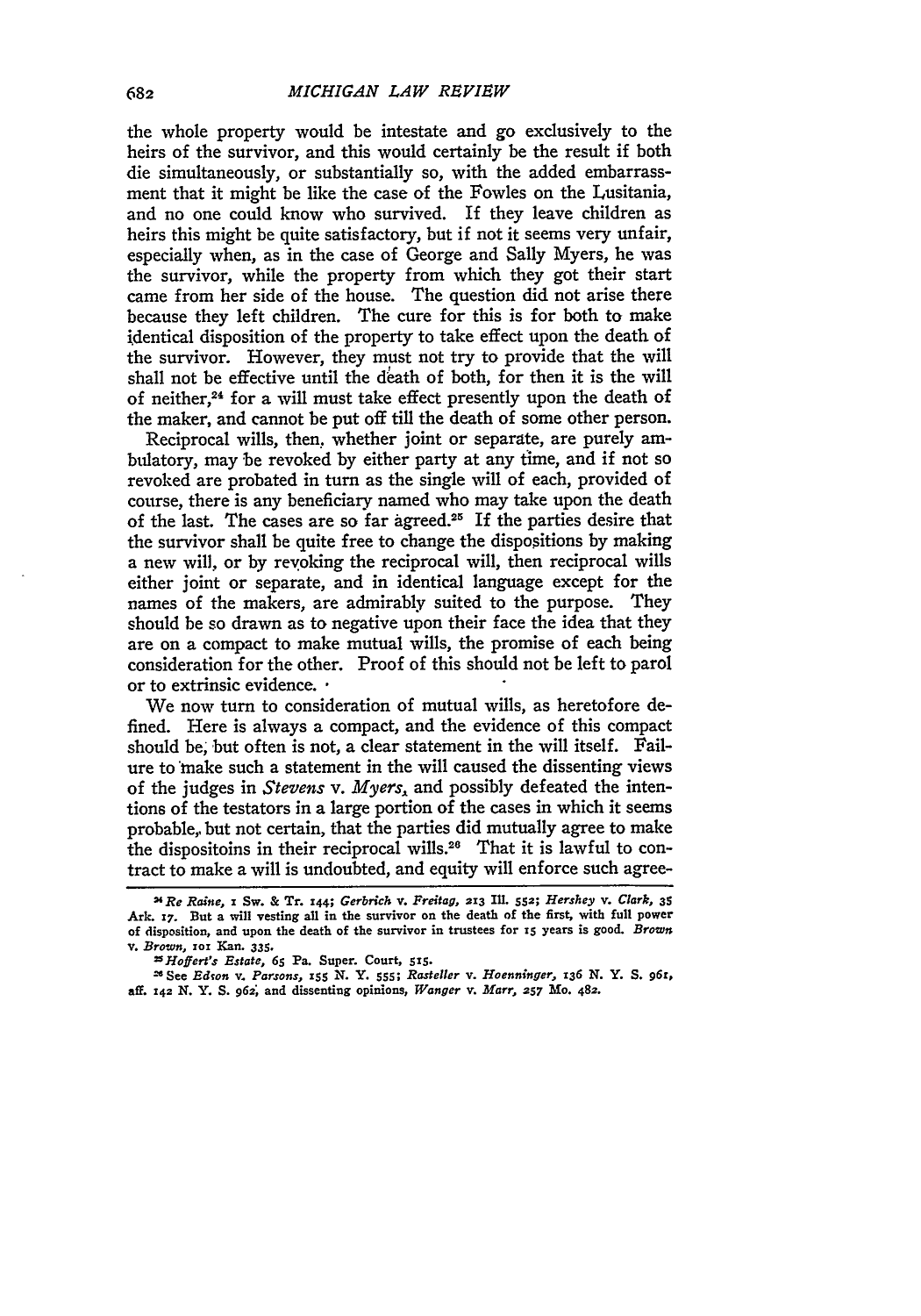the whole property would be intestate and go exclusively to the heirs of the survivor, and this would certainly be the result if both die simultaneously, or substantially so, with the added embarrassment that it might be like the case of the Fowles on the Lusitania, and no one could know who survived. If they leave children as heirs this might be quite satisfactory, but if not it seems very unfair, especially when, as in the case of George and Sally Myers, he was the survivor, while the property from which they got their start came from her side of the house. The question did not arise there because they left children. The cure for this is for both to make identical disposition of the property to take effect upon the death of the survivor. However, they must not try to provide that the will shall not be effective until the death of both, for then it is the will of neither,[24] for a will must take effect presently upon the death of the maker, and cannot be put off till the death of some other person.

Reciprocal wills, then, whether joint or separate, are purely ambulatory, may be revoked by either party at any time, and if not so revoked are probated in turn as the single will of each, provided of course, there is any beneficiary named who may take upon the death of the last. The cases are so far agreed.[25] If the parties desire that the survivor shall be quite free to change the dispositions by making a new will, or by revoking the reciprocal will, then reciprocal wills either joint or separate, and in identical language except for the names of the makers, are admirably suited to the purpose. They should be so drawn as to negative upon their face the idea that they are on a compact to make mutual wills, the promise of each being consideration for the other. Proof of this should not be left to parol or to extrinsic evidence.

We now turn to consideration of mutual wills, as heretofore defined. Here is always a compact, and the evidence of this compact should be, but often is not, a clear statement in the will itself. Failure to make such a statement in the will caused the dissenting views of the judges in *Stevens* v. *Myers*, and possibly defeated the intentions of the testators in a large portion of the cases in which it seems probable, but not certain, that the parties did mutually agree to make the dispositoins in their reciprocal wills.[26] That it is lawful to contract to make a will is undoubted, and equity will enforce such agree-

---

[24] *Re Raine*, 1 Sw. & Tr. 144; *Gerbrich* v. *Freitag*, 213 Ill. 552; *Hershey* v. *Clark*, 35 Ark. 17. But a will vesting all in the survivor on the death of the first, with full power of disposition, and upon the death of the survivor in trustees for 15 years is good. *Brown* v. *Brown*, 101 Kan. 335.

[25] *Hoffert's Estate*, 65 Pa. Super. Court, 515.

[26] See *Edson* v. *Parsons*, 155 N. Y. 555; *Rasteller* v. *Hoenninger*, 136 N. Y. S. 961, aff. 142 N. Y. S. 962, and dissenting opinions, *Wanger* v. *Marr*, 257 Mo. 482.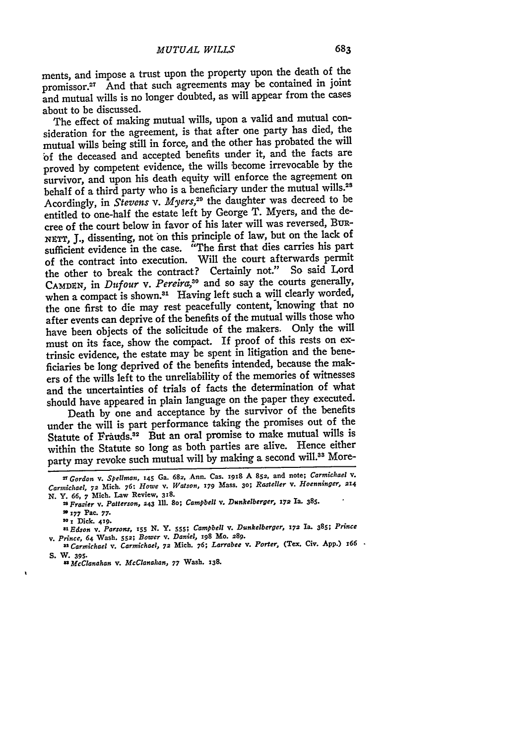ments, and impose a trust upon the property upon the death of the promissor.[27] And that such agreements may be contained in joint and mutual wills is no longer doubted, as will appear from the cases about to be discussed.

The effect of making mutual wills, upon a valid and mutual consideration for the agreement, is that after one party has died, the mutual wills being still in force, and the other has probated the will of the deceased and accepted benefits under it, and the facts are proved by competent evidence, the wills become irrevocable by the survivor, and upon his death equity will enforce the agreement on behalf of a third party who is a beneficiary under the mutual wills.[28] Acordingly, in *Stevens* v. *Myers*,[29] the daughter was decreed to be entitled to one-half the estate left by George T. Myers, and the decree of the court below in favor of his later will was reversed, BURNETT, J., dissenting, not on this principle of law, but on the lack of sufficient evidence in the case. "The first that dies carries his part of the contract into execution. Will the court afterwards permit the other to break the contract? Certainly not." So said Lord CAMDEN, in *Dufour* v. *Pereira*,[30] and so say the courts generally, when a compact is shown.[31] Having left such a will clearly worded, the one first to die may rest peacefully content, knowing that no after events can deprive of the benefits of the mutual wills those who have been objects of the solicitude of the makers. Only the will must on its face, show the compact. If proof of this rests on extrinsic evidence, the estate may be spent in litigation and the beneficiaries be long deprived of the benefits intended, because the makers of the wills left to the unreliability of the memories of witnesses and the uncertainties of trials of facts the determination of what should have appeared in plain language on the paper they executed.

Death by one and acceptance by the survivor of the benefits under the will is part performance taking the promises out of the Statute of Frauds.[32] But an oral promise to make mutual wills is within the Statute so long as both parties are alive. Hence either party may revoke such mutual will by making a second will.[33] More-

[27] *Gordon* v. *Spellman*, 145 Ga. 682, Ann. Cas. 1918 A 852, and note; *Carmichael* v. *Carmichael*, 72 Mich. 76; *Howe* v. *Watson*, 179 Mass. 30; *Rasteller* v. *Hoenninger*, 214 N. Y. 66, 7 Mich. Law Review, 318.

[28] *Frazier* v. *Patterson*, 243 Ill. 80; *Campbell* v. *Dunkelberger*, 172 Ia. 385.

[29] 177 Pac. 77.

[30] 1 Dick. 419.

[31] *Edson* v. *Parsons*, 155 N. Y. 555; *Campbell* v. *Dunkelberger*, 172 Ia. 385; *Prince* v. *Prince*, 64 Wash. 552; *Bower* v. *Daniel*, 198 Mo. 289.

[32] *Carmichael* v. *Carmichael*, 72 Mich. 76; *Larrabee* v. *Porter*, (Tex. Civ. App.) 166 S. W. 395.

[33] *McClanahan* v. *McClanahan*, 77 Wash. 138.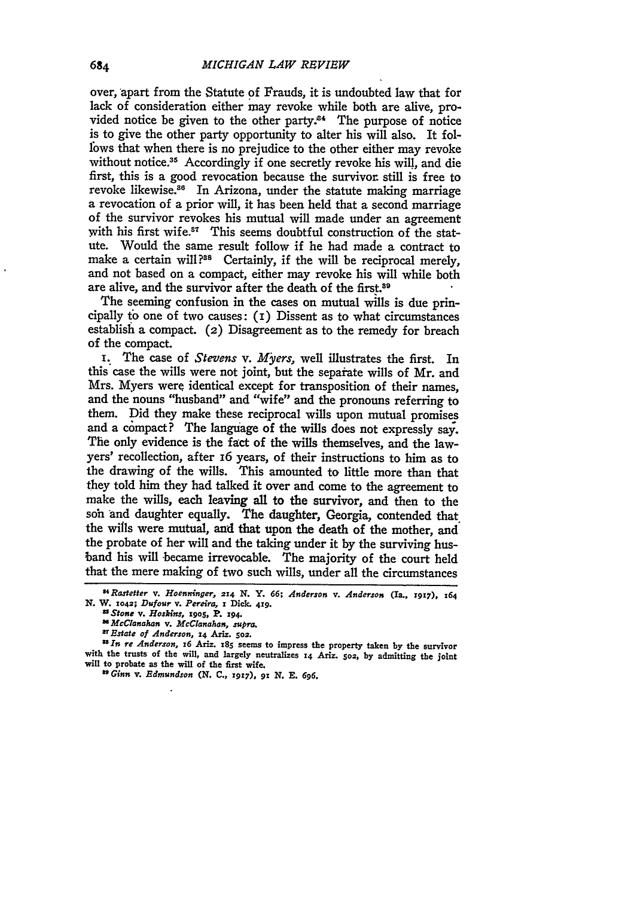over, apart from the Statute of Frauds, it is undoubted law that for lack of consideration either may revoke while both are alive, provided notice be given to the other party.[34] The purpose of notice is to give the other party opportunity to alter his will also. It follows that when there is no prejudice to the other either may revoke without notice.[35] Accordingly if one secretly revoke his will, and die first, this is a good revocation because the survivor still is free to revoke likewise.[36] In Arizona, under the statute making marriage a revocation of a prior will, it has been held that a second marriage of the survivor revokes his mutual will made under an agreement with his first wife.[37] This seems doubtful construction of the statute. Would the same result follow if he had made a contract to make a certain will?[38] Certainly, if the will be reciprocal merely, and not based on a compact, either may revoke his will while both are alive, and the survivor after the death of the first.[39]

The seeming confusion in the cases on mutual wills is due principally to one of two causes: (1) Dissent as to what circumstances establish a compact. (2) Disagreement as to the remedy for breach of the compact.

1. The case of *Stevens* v. *Myers*, well illustrates the first. In this case the wills were not joint, but the separate wills of Mr. and Mrs. Myers were identical except for transposition of their names, and the nouns "husband" and "wife" and the pronouns referring to them. Did they make these reciprocal wills upon mutual promises and a compact? The language of the wills does not expressly say. The only evidence is the fact of the wills themselves, and the lawyers' recollection, after 16 years, of their instructions to him as to the drawing of the wills. This amounted to little more than that they told him they had talked it over and come to the agreement to make the wills, each leaving all to the survivor, and then to the son and daughter equally. The daughter, Georgia, contended that the wills were mutual, and that upon the death of the mother, and the probate of her will and the taking under it by the surviving husband his will became irrevocable. The majority of the court held that the mere making of two such wills, under all the circumstances

---

[34] *Rastetter* v. *Hoenninger*, 214 N. Y. 66; *Anderson* v. *Anderson* (Ia., 1917), 164 N. W. 1042; *Dufour* v. *Pereira*, 1 Dick. 419.

[35] *Stone* v. *Hoskins*, 1905, P. 194.

[36] *McClanahan* v. *McClanahan*, *supra*.

[37] *Estate of Anderson*, 14 Ariz. 502.

[38] *In re Anderson*, 16 Ariz. 185 seems to impress the property taken by the survivor with the trusts of the will, and largely neutralizes 14 Ariz. 502, by admitting the joint will to probate as the will of the first wife.

[39] *Ginn* v. *Edmundson* (N. C., 1917), 91 N. E. 696.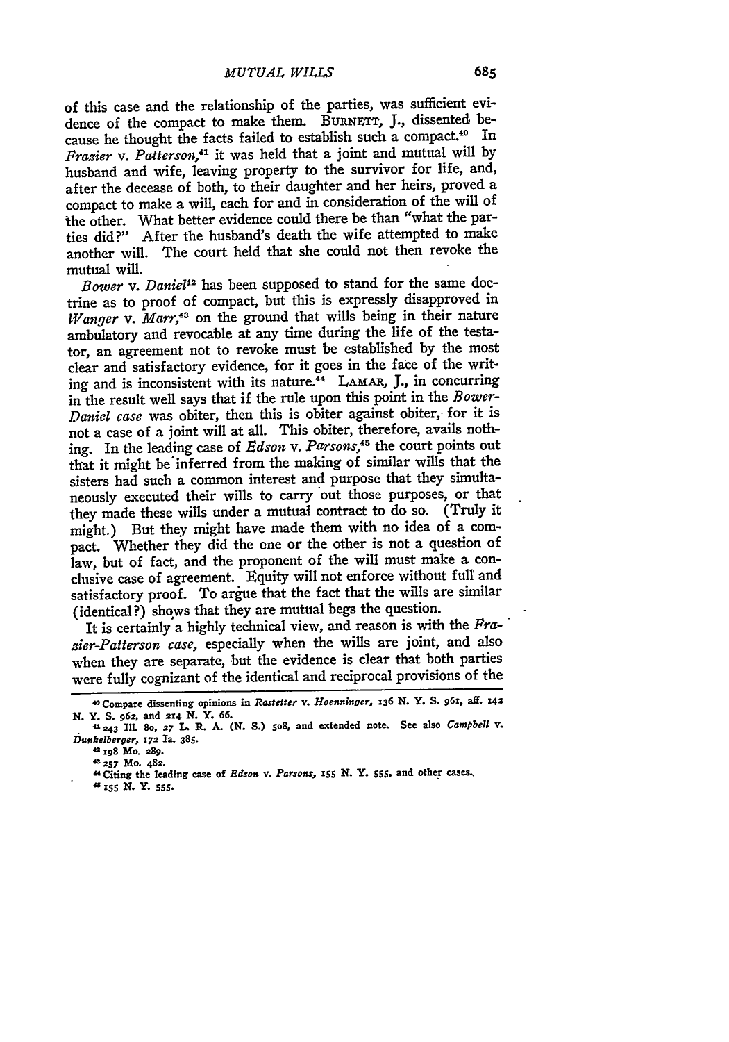of this case and the relationship of the parties, was sufficient evidence of the compact to make them. BURNETT, J., dissented because he thought the facts failed to establish such a compact.[40] In *Frazier* v. *Patterson*,[41] it was held that a joint and mutual will by husband and wife, leaving property to the survivor for life, and, after the decease of both, to their daughter and her heirs, proved a compact to make a will, each for and in consideration of the will of the other. What better evidence could there be than "what the parties did?" After the husband's death the wife attempted to make another will. The court held that she could not then revoke the mutual will.

*Bower* v. *Daniel*[42] has been supposed to stand for the same doctrine as to proof of compact, but this is expressly disapproved in *Wanger* v. *Marr*,[43] on the ground that wills being in their nature ambulatory and revocable at any time during the life of the testator, an agreement not to revoke must be established by the most clear and satisfactory evidence, for it goes in the face of the writing and is inconsistent with its nature.[44] LAMAR, J., in concurring in the result well says that if the rule upon this point in the *Bower-Daniel case* was obiter, then this is obiter against obiter, for it is not a case of a joint will at all. This obiter, therefore, avails nothing. In the leading case of *Edson* v. *Parsons*,[45] the court points out that it might be inferred from the making of similar wills that the sisters had such a common interest and purpose that they simultaneously executed their wills to carry out those purposes, or that they made these wills under a mutual contract to do so. (Truly it might.) But they might have made them with no idea of a compact. Whether they did the one or the other is not a question of law, but of fact, and the proponent of the will must make a conclusive case of agreement. Equity will not enforce without full and satisfactory proof. To argue that the fact that the wills are similar (identical?) shows that they are mutual begs the question.

It is certainly a highly technical view, and reason is with the *Frazier-Patterson case*, especially when the wills are joint, and also when they are separate, but the evidence is clear that both parties were fully cognizant of the identical and reciprocal provisions of the

---

[40] Compare dissenting opinions in *Rastetter* v. *Hoenninger*, 136 N. Y. S. 961, aff. 142 N. Y. S. 962, and 214 N. Y. 66.

[41] 243 Ill. 80, 27 L. R. A. (N. S.) 508, and extended note. See also *Campbell* v. *Dunkelberger*, 172 Ia. 385.

[42] 198 Mo. 289.

[43] 257 Mo. 482.

[44] Citing the leading case of *Edson* v. *Parsons*, 155 N. Y. 555, and other cases.

[45] 155 N. Y. 555.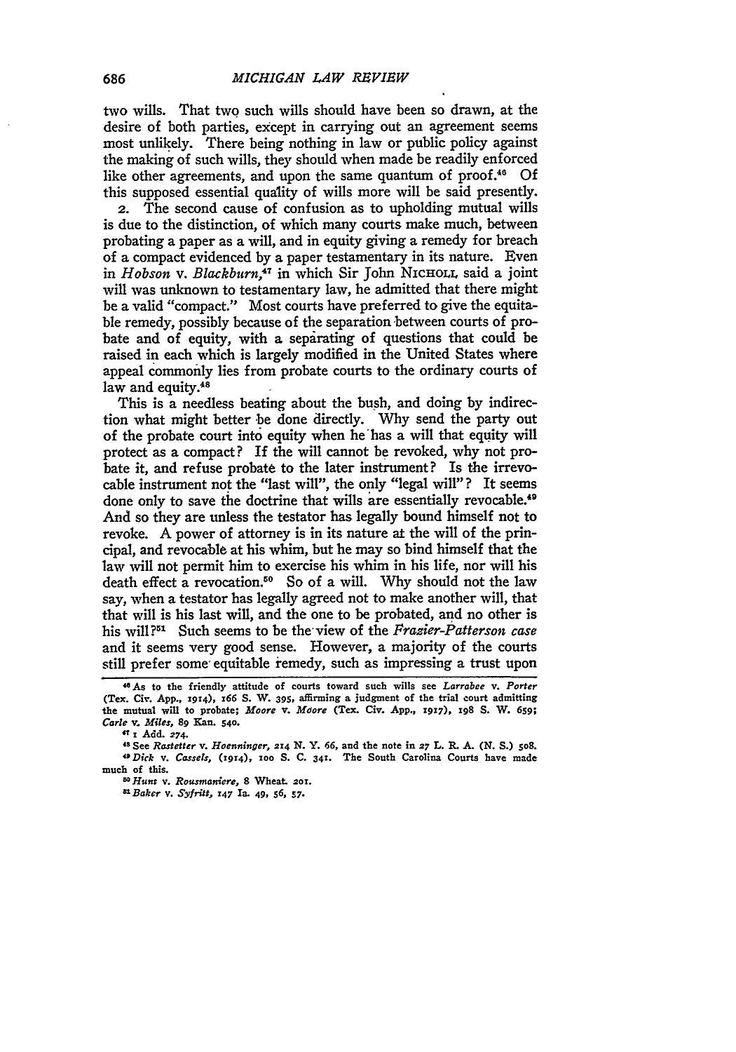two wills. That two such wills should have been so drawn, at the desire of both parties, except in carrying out an agreement seems most unlikely. There being nothing in law or public policy against the making of such wills, they should when made be readily enforced like other agreements, and upon the same quantum of proof.[46] Of this supposed essential quality of wills more will be said presently.

2. The second cause of confusion as to upholding mutual wills is due to the distinction, of which many courts make much, between probating a paper as a will, and in equity giving a remedy for breach of a compact evidenced by a paper testamentary in its nature. Even in *Hobson* v. *Blackburn*,[47] in which Sir John NICHOLL said a joint will was unknown to testamentary law, he admitted that there might be a valid "compact." Most courts have preferred to give the equitable remedy, possibly because of the separation between courts of probate and of equity, with a separating of questions that could be raised in each which is largely modified in the United States where appeal commonly lies from probate courts to the ordinary courts of law and equity.[48]

This is a needless beating about the bush, and doing by indirection what might better be done directly. Why send the party out of the probate court into equity when he has a will that equity will protect as a compact? If the will cannot be revoked, why not probate it, and refuse probate to the later instrument? Is the irrevocable instrument not the "last will", the only "legal will"? It seems done only to save the doctrine that wills are essentially revocable.[49] And so they are unless the testator has legally bound himself not to revoke. A power of attorney is in its nature at the will of the principal, and revocable at his whim, but he may so bind himself that the law will not permit him to exercise his whim in his life, nor will his death effect a revocation.[50] So of a will. Why should not the law say, when a testator has legally agreed not to make another will, that that will is his last will, and the one to be probated, and no other is his will?[51] Such seems to be the view of the *Frazier-Patterson case* and it seems very good sense. However, a majority of the courts still prefer some equitable remedy, such as impressing a trust upon

---

[46] As to the friendly attitude of courts toward such wills see *Larrabee* v. *Porter* (Tex. Civ. App., 1914), 166 S. W. 395, affirming a judgment of the trial court admitting the mutual will to probate; *Moore* v. *Moore* (Tex. Civ. App., 1917), 198 S. W. 659; *Carle* v. *Miles*, 89 Kan. 540.

[47] 1 Add. 274.

[48] See *Rastetter* v. *Hoenninger*, 214 N. Y. 66, and the note in 27 L. R. A. (N. S.) 508.

[49] *Dick* v. *Cassels*, (1914), 100 S. C. 341. The South Carolina Courts have made much of this.

[50] *Hunt* v. *Rousmaniere*, 8 Wheat. 201.

[51] *Baker* v. *Syfritt*, 147 Ia. 49, 56, 57.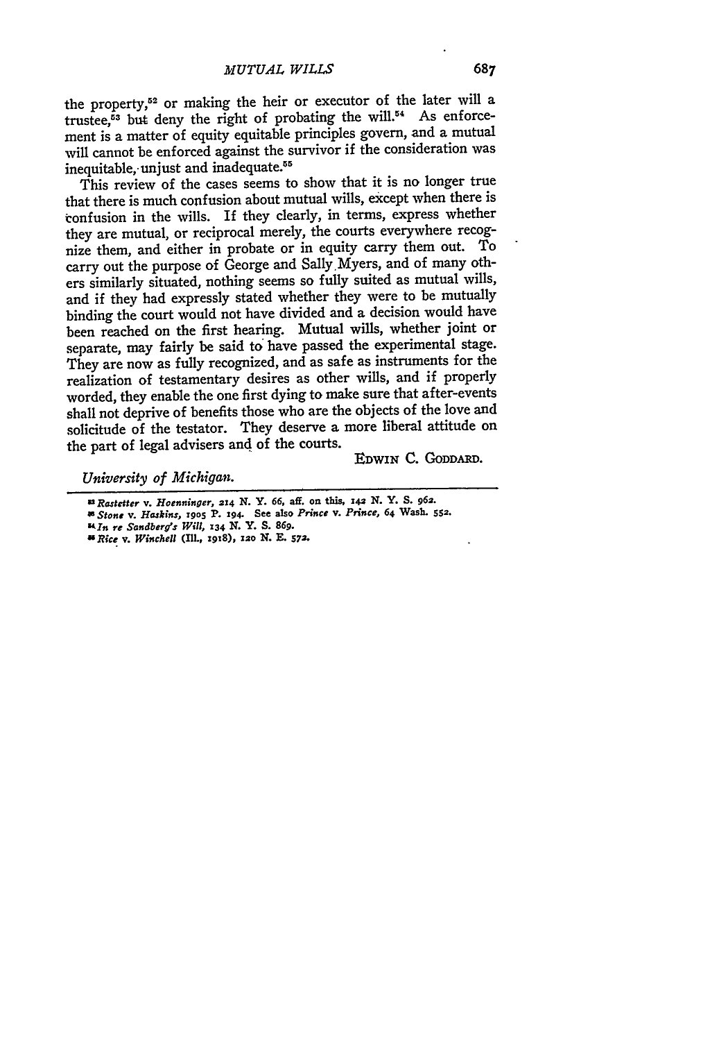the property,[52] or making the heir or executor of the later will a trustee,[53] but deny the right of probating the will.[54] As enforcement is a matter of equity equitable principles govern, and a mutual will cannot be enforced against the survivor if the consideration was inequitable, unjust and inadequate.[55]

This review of the cases seems to show that it is no longer true that there is much confusion about mutual wills, except when there is confusion in the wills. If they clearly, in terms, express whether they are mutual, or reciprocal merely, the courts everywhere recognize them, and either in probate or in equity carry them out. To carry out the purpose of George and Sally Myers, and of many others similarly situated, nothing seems so fully suited as mutual wills, and if they had expressly stated whether they were to be mutually binding the court would not have divided and a decision would have been reached on the first hearing. Mutual wills, whether joint or separate, may fairly be said to have passed the experimental stage. They are now as fully recognized, and as safe as instruments for the realization of testamentary desires as other wills, and if properly worded, they enable the one first dying to make sure that after-events shall not deprive of benefits those who are the objects of the love and solicitude of the testator. They deserve a more liberal attitude on the part of legal advisers and of the courts.

EDWIN C. GODDARD.

*University of Michigan.*

---

[52] *Rastetter* v. *Hoenninger*, 214 N. Y. 66, aff. on this, 142 N. Y. S. 962.

[53] *Stone* v. *Haskins*, 1905 P. 194. See also *Prince* v. *Prince*, 64 Wash. 552.

[54] *In re Sandberg's Will*, 134 N. Y. S. 869.

[55] *Rice* v. *Winchell* (Ill., 1918), 120 N. E. 572.